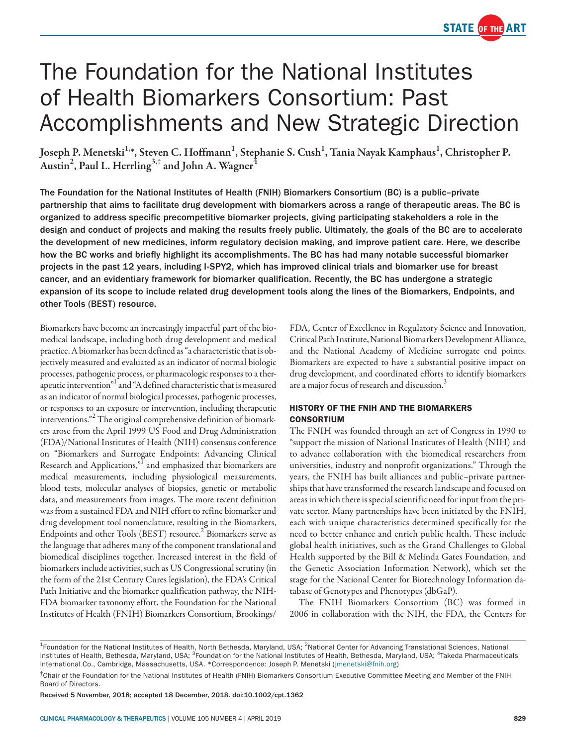# The Foundation for the National Institutes of Health Biomarkers Consortium: Past Accomplishments and New Strategic Direction

**Joseph P. Menetski[1,*], Steven C. Hoffmann[1], Stephanie S. Cush[1], Tania Nayak Kamphaus[1], Christopher P. Austin[2], Paul L. Herrling[3,†] and John A. Wagner[4]**

**The Foundation for the National Institutes of Health (FNIH) Biomarkers Consortium (BC) is a public–private partnership that aims to facilitate drug development with biomarkers across a range of therapeutic areas. The BC is organized to address specific precompetitive biomarker projects, giving participating stakeholders a role in the design and conduct of projects and making the results freely public. Ultimately, the goals of the BC are to accelerate the development of new medicines, inform regulatory decision making, and improve patient care. Here, we describe how the BC works and briefly highlight its accomplishments. The BC has had many notable successful biomarker projects in the past 12 years, including I-SPY2, which has improved clinical trials and biomarker use for breast cancer, and an evidentiary framework for biomarker qualification. Recently, the BC has undergone a strategic expansion of its scope to include related drug development tools along the lines of the Biomarkers, Endpoints, and other Tools (BEST) resource.**

Biomarkers have become an increasingly impactful part of the biomedical landscape, including both drug development and medical practice. A biomarker has been defined as "a characteristic that is objectively measured and evaluated as an indicator of normal biologic processes, pathogenic process, or pharmacologic responses to a therapeutic intervention"[1] and "A defined characteristic that is measured as an indicator of normal biological processes, pathogenic processes, or responses to an exposure or intervention, including therapeutic interventions."[2] The original comprehensive definition of biomarkers arose from the April 1999 US Food and Drug Administration (FDA)/National Institutes of Health (NIH) consensus conference on "Biomarkers and Surrogate Endpoints: Advancing Clinical Research and Applications,"[1] and emphasized that biomarkers are medical measurements, including physiological measurements, blood tests, molecular analyses of biopsies, genetic or metabolic data, and measurements from images. The more recent definition was from a sustained FDA and NIH effort to refine biomarker and drug development tool nomenclature, resulting in the Biomarkers, Endpoints and other Tools (BEST) resource.[2] Biomarkers serve as the language that adheres many of the component translational and biomedical disciplines together. Increased interest in the field of biomarkers include activities, such as US Congressional scrutiny (in the form of the 21st Century Cures legislation), the FDA's Critical Path Initiative and the biomarker qualification pathway, the NIH-FDA biomarker taxonomy effort, the Foundation for the National Institutes of Health (FNIH) Biomarkers Consortium, Brookings/FDA, Center of Excellence in Regulatory Science and Innovation, Critical Path Institute, National Biomarkers Development Alliance, and the National Academy of Medicine surrogate end points. Biomarkers are expected to have a substantial positive impact on drug development, and coordinated efforts to identify biomarkers are a major focus of research and discussion.[3]

## HISTORY OF THE FNIH AND THE BIOMARKERS CONSORTIUM

The FNIH was founded through an act of Congress in 1990 to "support the mission of National Institutes of Health (NIH) and to advance collaboration with the biomedical researchers from universities, industry and nonprofit organizations." Through the years, the FNIH has built alliances and public–private partnerships that have transformed the research landscape and focused on areas in which there is special scientific need for input from the private sector. Many partnerships have been initiated by the FNIH, each with unique characteristics determined specifically for the need to better enhance and enrich public health. These include global health initiatives, such as the Grand Challenges to Global Health supported by the Bill & Melinda Gates Foundation, and the Genetic Association Information Network), which set the stage for the National Center for Biotechnology Information database of Genotypes and Phenotypes (dbGaP).

The FNIH Biomarkers Consortium (BC) was formed in 2006 in collaboration with the NIH, the FDA, the Centers for

---

[1]Foundation for the National Institutes of Health, North Bethesda, Maryland, USA; [2]National Center for Advancing Translational Sciences, National Institutes of Health, Bethesda, Maryland, USA; [3]Foundation for the National Institutes of Health, Bethesda, Maryland, USA; [4]Takeda Pharmaceuticals International Co., Cambridge, Massachusetts, USA. *Correspondence: Joseph P. Menetski (jmenetski@fnih.org)

[†]Chair of the Foundation for the National Institutes of Health (FNIH) Biomarkers Consortium Executive Committee Meeting and Member of the FNIH Board of Directors.

Received 5 November, 2018; accepted 18 December, 2018. doi:10.1002/cpt.1362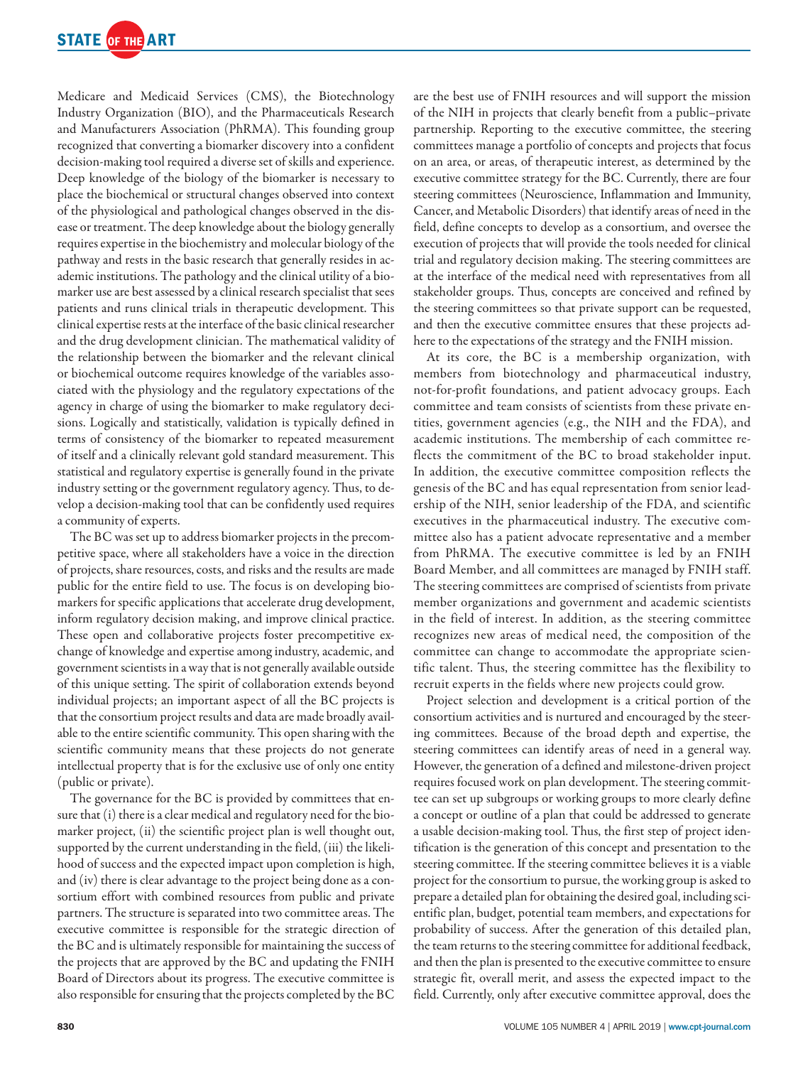Medicare and Medicaid Services (CMS), the Biotechnology Industry Organization (BIO), and the Pharmaceuticals Research and Manufacturers Association (PhRMA). This founding group recognized that converting a biomarker discovery into a confident decision-making tool required a diverse set of skills and experience. Deep knowledge of the biology of the biomarker is necessary to place the biochemical or structural changes observed into context of the physiological and pathological changes observed in the disease or treatment. The deep knowledge about the biology generally requires expertise in the biochemistry and molecular biology of the pathway and rests in the basic research that generally resides in academic institutions. The pathology and the clinical utility of a biomarker use are best assessed by a clinical research specialist that sees patients and runs clinical trials in therapeutic development. This clinical expertise rests at the interface of the basic clinical researcher and the drug development clinician. The mathematical validity of the relationship between the biomarker and the relevant clinical or biochemical outcome requires knowledge of the variables associated with the physiology and the regulatory expectations of the agency in charge of using the biomarker to make regulatory decisions. Logically and statistically, validation is typically defined in terms of consistency of the biomarker to repeated measurement of itself and a clinically relevant gold standard measurement. This statistical and regulatory expertise is generally found in the private industry setting or the government regulatory agency. Thus, to develop a decision-making tool that can be confidently used requires a community of experts.

The BC was set up to address biomarker projects in the precompetitive space, where all stakeholders have a voice in the direction of projects, share resources, costs, and risks and the results are made public for the entire field to use. The focus is on developing biomarkers for specific applications that accelerate drug development, inform regulatory decision making, and improve clinical practice. These open and collaborative projects foster precompetitive exchange of knowledge and expertise among industry, academic, and government scientists in a way that is not generally available outside of this unique setting. The spirit of collaboration extends beyond individual projects; an important aspect of all the BC projects is that the consortium project results and data are made broadly available to the entire scientific community. This open sharing with the scientific community means that these projects do not generate intellectual property that is for the exclusive use of only one entity (public or private).

The governance for the BC is provided by committees that ensure that (i) there is a clear medical and regulatory need for the biomarker project, (ii) the scientific project plan is well thought out, supported by the current understanding in the field, (iii) the likelihood of success and the expected impact upon completion is high, and (iv) there is clear advantage to the project being done as a consortium effort with combined resources from public and private partners. The structure is separated into two committee areas. The executive committee is responsible for the strategic direction of the BC and is ultimately responsible for maintaining the success of the projects that are approved by the BC and updating the FNIH Board of Directors about its progress. The executive committee is also responsible for ensuring that the projects completed by the BC are the best use of FNIH resources and will support the mission of the NIH in projects that clearly benefit from a public–private partnership. Reporting to the executive committee, the steering committees manage a portfolio of concepts and projects that focus on an area, or areas, of therapeutic interest, as determined by the executive committee strategy for the BC. Currently, there are four steering committees (Neuroscience, Inflammation and Immunity, Cancer, and Metabolic Disorders) that identify areas of need in the field, define concepts to develop as a consortium, and oversee the execution of projects that will provide the tools needed for clinical trial and regulatory decision making. The steering committees are at the interface of the medical need with representatives from all stakeholder groups. Thus, concepts are conceived and refined by the steering committees so that private support can be requested, and then the executive committee ensures that these projects adhere to the expectations of the strategy and the FNIH mission.

At its core, the BC is a membership organization, with members from biotechnology and pharmaceutical industry, not-for-profit foundations, and patient advocacy groups. Each committee and team consists of scientists from these private entities, government agencies (e.g., the NIH and the FDA), and academic institutions. The membership of each committee reflects the commitment of the BC to broad stakeholder input. In addition, the executive committee composition reflects the genesis of the BC and has equal representation from senior leadership of the NIH, senior leadership of the FDA, and scientific executives in the pharmaceutical industry. The executive committee also has a patient advocate representative and a member from PhRMA. The executive committee is led by an FNIH Board Member, and all committees are managed by FNIH staff. The steering committees are comprised of scientists from private member organizations and government and academic scientists in the field of interest. In addition, as the steering committee recognizes new areas of medical need, the composition of the committee can change to accommodate the appropriate scientific talent. Thus, the steering committee has the flexibility to recruit experts in the fields where new projects could grow.

Project selection and development is a critical portion of the consortium activities and is nurtured and encouraged by the steering committees. Because of the broad depth and expertise, the steering committees can identify areas of need in a general way. However, the generation of a defined and milestone-driven project requires focused work on plan development. The steering committee can set up subgroups or working groups to more clearly define a concept or outline of a plan that could be addressed to generate a usable decision-making tool. Thus, the first step of project identification is the generation of this concept and presentation to the steering committee. If the steering committee believes it is a viable project for the consortium to pursue, the working group is asked to prepare a detailed plan for obtaining the desired goal, including scientific plan, budget, potential team members, and expectations for probability of success. After the generation of this detailed plan, the team returns to the steering committee for additional feedback, and then the plan is presented to the executive committee to ensure strategic fit, overall merit, and assess the expected impact to the field. Currently, only after executive committee approval, does the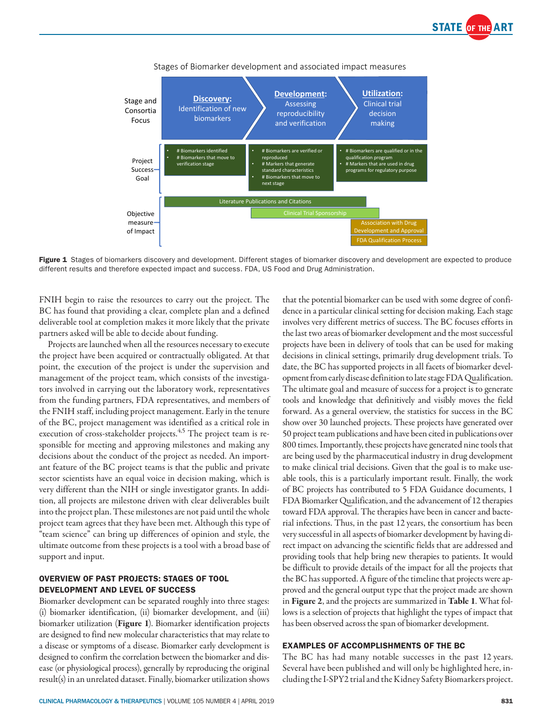Stages of Biomarker development and associated impact measures

| Stage and Consortia Focus | **Discovery:** Identification of new biomarkers | **Development:** Assessing reproducibility and verification | **Utilization:** Clinical trial decision making |
|---|---|---|---|
| Project Success Goal | • # Biomarkers identified<br>• # Biomarkers that move to verification stage | • # Biomarkers are verified or reproduced<br>• # Markers that generate standard characteristics<br>• # Biomarkers that move to next stage | • # Biomarkers are qualified or in the qualification program<br>• # Markers that are used in drug programs for regulatory purpose |

Objective measure of Impact:

- Literature Publications and Citations
- Clinical Trial Sponsorship
- Association with Drug Development and Approval
- FDA Qualification Process

**Figure 1** Stages of biomarkers discovery and development. Different stages of biomarker discovery and development are expected to produce different results and therefore expected impact and success. FDA, US Food and Drug Administration.

FNIH begin to raise the resources to carry out the project. The BC has found that providing a clear, complete plan and a defined deliverable tool at completion makes it more likely that the private partners asked will be able to decide about funding.

Projects are launched when all the resources necessary to execute the project have been acquired or contractually obligated. At that point, the execution of the project is under the supervision and management of the project team, which consists of the investigators involved in carrying out the laboratory work, representatives from the funding partners, FDA representatives, and members of the FNIH staff, including project management. Early in the tenure of the BC, project management was identified as a critical role in execution of cross-stakeholder projects.[4,5] The project team is responsible for meeting and approving milestones and making any decisions about the conduct of the project as needed. An important feature of the BC project teams is that the public and private sector scientists have an equal voice in decision making, which is very different than the NIH or single investigator grants. In addition, all projects are milestone driven with clear deliverables built into the project plan. These milestones are not paid until the whole project team agrees that they have been met. Although this type of "team science" can bring up differences of opinion and style, the ultimate outcome from these projects is a tool with a broad base of support and input.

## OVERVIEW OF PAST PROJECTS: STAGES OF TOOL DEVELOPMENT AND LEVEL OF SUCCESS

Biomarker development can be separated roughly into three stages: (i) biomarker identification, (ii) biomarker development, and (iii) biomarker utilization (**Figure 1**). Biomarker identification projects are designed to find new molecular characteristics that may relate to a disease or symptoms of a disease. Biomarker early development is designed to confirm the correlation between the biomarker and disease (or physiological process), generally by reproducing the original result(s) in an unrelated dataset. Finally, biomarker utilization shows that the potential biomarker can be used with some degree of confidence in a particular clinical setting for decision making. Each stage involves very different metrics of success. The BC focuses efforts in the last two areas of biomarker development and the most successful projects have been in delivery of tools that can be used for making decisions in clinical settings, primarily drug development trials. To date, the BC has supported projects in all facets of biomarker development from early disease definition to late stage FDA Qualification. The ultimate goal and measure of success for a project is to generate tools and knowledge that definitively and visibly moves the field forward. As a general overview, the statistics for success in the BC show over 30 launched projects. These projects have generated over 50 project team publications and have been cited in publications over 800 times. Importantly, these projects have generated nine tools that are being used by the pharmaceutical industry in drug development to make clinical trial decisions. Given that the goal is to make useable tools, this is a particularly important result. Finally, the work of BC projects has contributed to 5 FDA Guidance documents, 1 FDA Biomarker Qualification, and the advancement of 12 therapies toward FDA approval. The therapies have been in cancer and bacterial infections. Thus, in the past 12 years, the consortium has been very successful in all aspects of biomarker development by having direct impact on advancing the scientific fields that are addressed and providing tools that help bring new therapies to patients. It would be difficult to provide details of the impact for all the projects that the BC has supported. A figure of the timeline that projects were approved and the general output type that the project made are shown in **Figure 2**, and the projects are summarized in **Table 1**. What follows is a selection of projects that highlight the types of impact that has been observed across the span of biomarker development.

## EXAMPLES OF ACCOMPLISHMENTS OF THE BC

The BC has had many notable successes in the past 12 years. Several have been published and will only be highlighted here, including the I-SPY2 trial and the Kidney Safety Biomarkers project.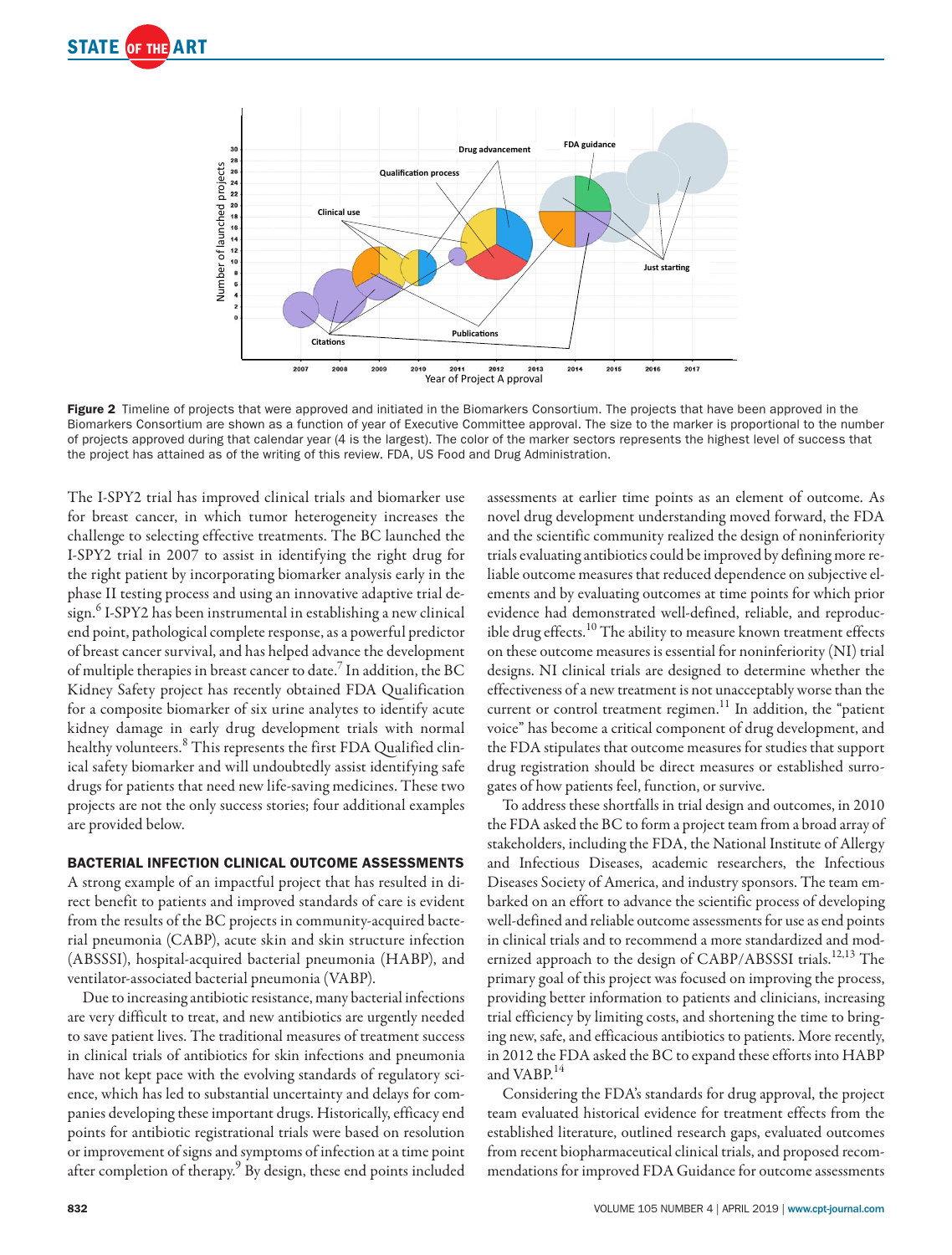**Figure 2** Timeline of projects that were approved and initiated in the Biomarkers Consortium. The projects that have been approved in the Biomarkers Consortium are shown as a function of year of Executive Committee approval. The size to the marker is proportional to the number of projects approved during that calendar year (4 is the largest). The color of the marker sectors represents the highest level of success that the project has attained as of the writing of this review. FDA, US Food and Drug Administration.

The I-SPY2 trial has improved clinical trials and biomarker use for breast cancer, in which tumor heterogeneity increases the challenge to selecting effective treatments. The BC launched the I-SPY2 trial in 2007 to assist in identifying the right drug for the right patient by incorporating biomarker analysis early in the phase II testing process and using an innovative adaptive trial design.[6] I-SPY2 has been instrumental in establishing a new clinical end point, pathological complete response, as a powerful predictor of breast cancer survival, and has helped advance the development of multiple therapies in breast cancer to date.[7] In addition, the BC Kidney Safety project has recently obtained FDA Qualification for a composite biomarker of six urine analytes to identify acute kidney damage in early drug development trials with normal healthy volunteers.[8] This represents the first FDA Qualified clinical safety biomarker and will undoubtedly assist identifying safe drugs for patients that need new life-saving medicines. These two projects are not the only success stories; four additional examples are provided below.

## BACTERIAL INFECTION CLINICAL OUTCOME ASSESSMENTS

A strong example of an impactful project that has resulted in direct benefit to patients and improved standards of care is evident from the results of the BC projects in community-acquired bacterial pneumonia (CABP), acute skin and skin structure infection (ABSSSI), hospital-acquired bacterial pneumonia (HABP), and ventilator-associated bacterial pneumonia (VABP).

Due to increasing antibiotic resistance, many bacterial infections are very difficult to treat, and new antibiotics are urgently needed to save patient lives. The traditional measures of treatment success in clinical trials of antibiotics for skin infections and pneumonia have not kept pace with the evolving standards of regulatory science, which has led to substantial uncertainty and delays for companies developing these important drugs. Historically, efficacy end points for antibiotic registrational trials were based on resolution or improvement of signs and symptoms of infection at a time point after completion of therapy.[9] By design, these end points included assessments at earlier time points as an element of outcome. As novel drug development understanding moved forward, the FDA and the scientific community realized the design of noninferiority trials evaluating antibiotics could be improved by defining more reliable outcome measures that reduced dependence on subjective elements and by evaluating outcomes at time points for which prior evidence had demonstrated well-defined, reliable, and reproducible drug effects.[10] The ability to measure known treatment effects on these outcome measures is essential for noninferiority (NI) trial designs. NI clinical trials are designed to determine whether the effectiveness of a new treatment is not unacceptably worse than the current or control treatment regimen.[11] In addition, the "patient voice" has become a critical component of drug development, and the FDA stipulates that outcome measures for studies that support drug registration should be direct measures or established surrogates of how patients feel, function, or survive.

To address these shortfalls in trial design and outcomes, in 2010 the FDA asked the BC to form a project team from a broad array of stakeholders, including the FDA, the National Institute of Allergy and Infectious Diseases, academic researchers, the Infectious Diseases Society of America, and industry sponsors. The team embarked on an effort to advance the scientific process of developing well-defined and reliable outcome assessments for use as end points in clinical trials and to recommend a more standardized and modernized approach to the design of CABP/ABSSSI trials.[12,13] The primary goal of this project was focused on improving the process, providing better information to patients and clinicians, increasing trial efficiency by limiting costs, and shortening the time to bringing new, safe, and efficacious antibiotics to patients. More recently, in 2012 the FDA asked the BC to expand these efforts into HABP and VABP.[14]

Considering the FDA's standards for drug approval, the project team evaluated historical evidence for treatment effects from the established literature, outlined research gaps, evaluated outcomes from recent biopharmaceutical clinical trials, and proposed recommendations for improved FDA Guidance for outcome assessments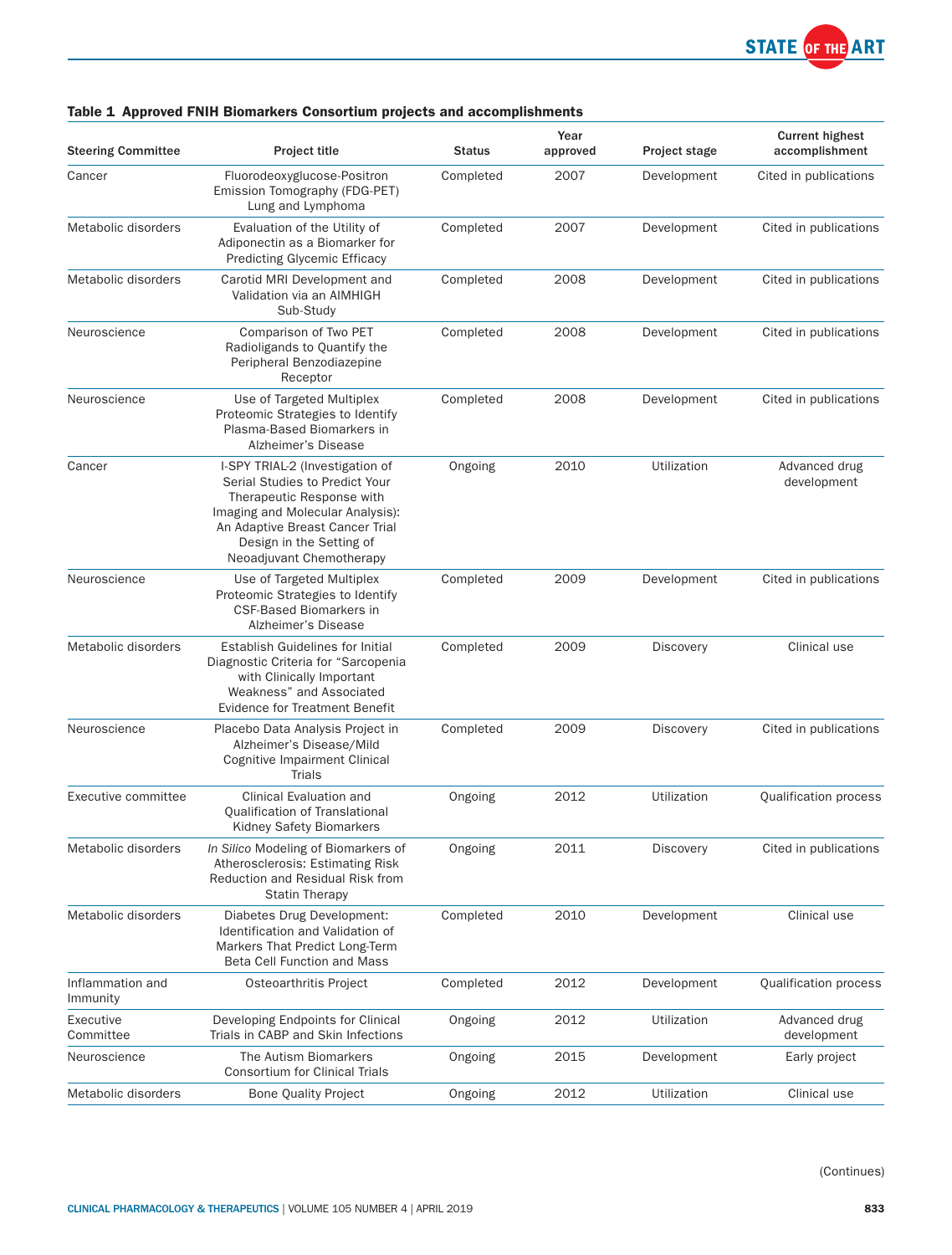**Table 1 Approved FNIH Biomarkers Consortium projects and accomplishments**

| Steering Committee | Project title | Status | Year approved | Project stage | Current highest accomplishment |
|---|---|---|---|---|---|
| Cancer | Fluorodeoxyglucose-Positron Emission Tomography (FDG-PET) Lung and Lymphoma | Completed | 2007 | Development | Cited in publications |
| Metabolic disorders | Evaluation of the Utility of Adiponectin as a Biomarker for Predicting Glycemic Efficacy | Completed | 2007 | Development | Cited in publications |
| Metabolic disorders | Carotid MRI Development and Validation via an AIMHIGH Sub-Study | Completed | 2008 | Development | Cited in publications |
| Neuroscience | Comparison of Two PET Radioligands to Quantify the Peripheral Benzodiazepine Receptor | Completed | 2008 | Development | Cited in publications |
| Neuroscience | Use of Targeted Multiplex Proteomic Strategies to Identify Plasma-Based Biomarkers in Alzheimer's Disease | Completed | 2008 | Development | Cited in publications |
| Cancer | I-SPY TRIAL-2 (Investigation of Serial Studies to Predict Your Therapeutic Response with Imaging and Molecular Analysis): An Adaptive Breast Cancer Trial Design in the Setting of Neoadjuvant Chemotherapy | Ongoing | 2010 | Utilization | Advanced drug development |
| Neuroscience | Use of Targeted Multiplex Proteomic Strategies to Identify CSF-Based Biomarkers in Alzheimer's Disease | Completed | 2009 | Development | Cited in publications |
| Metabolic disorders | Establish Guidelines for Initial Diagnostic Criteria for "Sarcopenia with Clinically Important Weakness" and Associated Evidence for Treatment Benefit | Completed | 2009 | Discovery | Clinical use |
| Neuroscience | Placebo Data Analysis Project in Alzheimer's Disease/Mild Cognitive Impairment Clinical Trials | Completed | 2009 | Discovery | Cited in publications |
| Executive committee | Clinical Evaluation and Qualification of Translational Kidney Safety Biomarkers | Ongoing | 2012 | Utilization | Qualification process |
| Metabolic disorders | *In Silico* Modeling of Biomarkers of Atherosclerosis: Estimating Risk Reduction and Residual Risk from Statin Therapy | Ongoing | 2011 | Discovery | Cited in publications |
| Metabolic disorders | Diabetes Drug Development: Identification and Validation of Markers That Predict Long-Term Beta Cell Function and Mass | Completed | 2010 | Development | Clinical use |
| Inflammation and Immunity | Osteoarthritis Project | Completed | 2012 | Development | Qualification process |
| Executive Committee | Developing Endpoints for Clinical Trials in CABP and Skin Infections | Ongoing | 2012 | Utilization | Advanced drug development |
| Neuroscience | The Autism Biomarkers Consortium for Clinical Trials | Ongoing | 2015 | Development | Early project |
| Metabolic disorders | Bone Quality Project | Ongoing | 2012 | Utilization | Clinical use |

(Continues)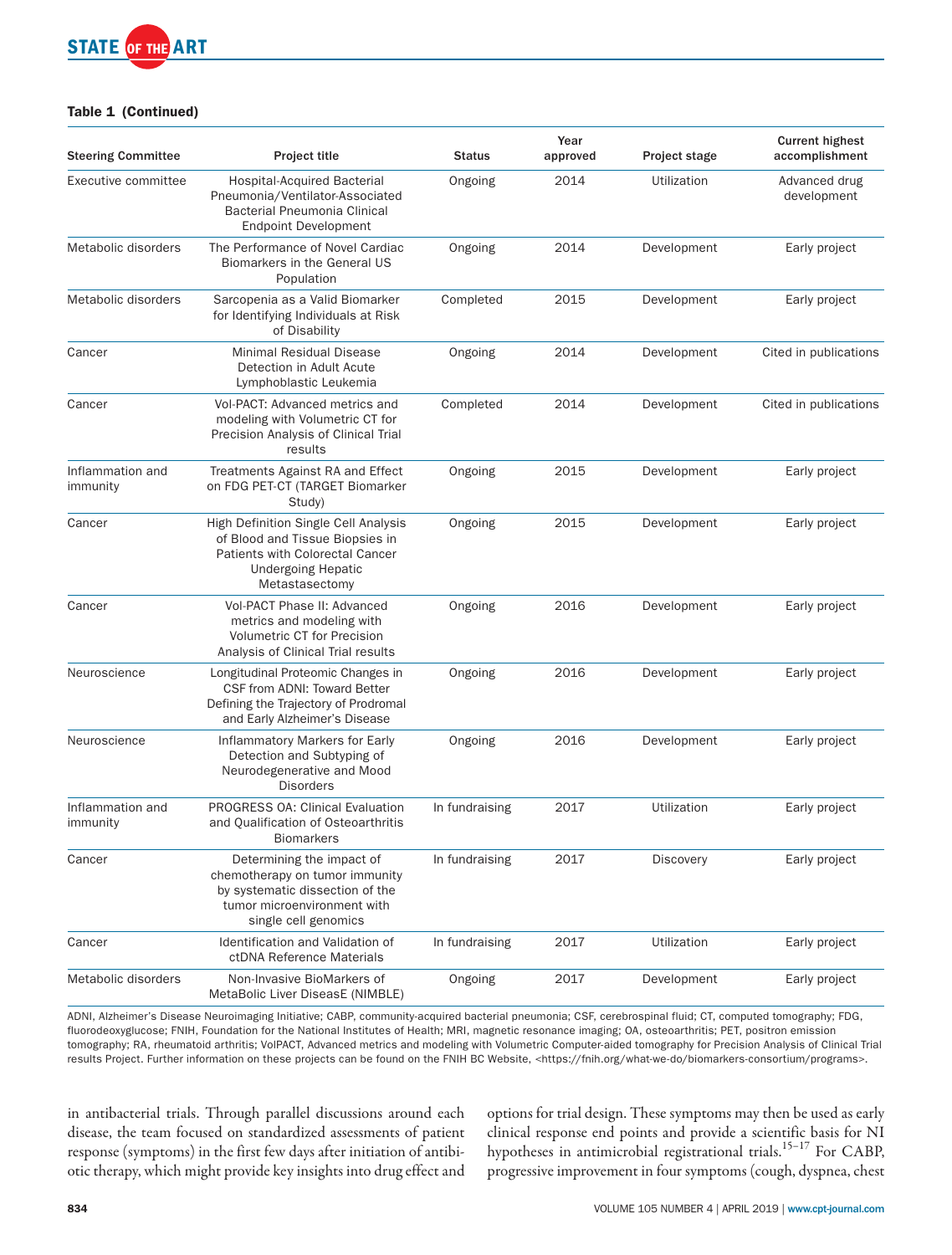**Table 1 (Continued)**

| Steering Committee | Project title | Status | Year approved | Project stage | Current highest accomplishment |
|---|---|---|---|---|---|
| Executive committee | Hospital-Acquired Bacterial Pneumonia/Ventilator-Associated Bacterial Pneumonia Clinical Endpoint Development | Ongoing | 2014 | Utilization | Advanced drug development |
| Metabolic disorders | The Performance of Novel Cardiac Biomarkers in the General US Population | Ongoing | 2014 | Development | Early project |
| Metabolic disorders | Sarcopenia as a Valid Biomarker for Identifying Individuals at Risk of Disability | Completed | 2015 | Development | Early project |
| Cancer | Minimal Residual Disease Detection in Adult Acute Lymphoblastic Leukemia | Ongoing | 2014 | Development | Cited in publications |
| Cancer | Vol-PACT: Advanced metrics and modeling with Volumetric CT for Precision Analysis of Clinical Trial results | Completed | 2014 | Development | Cited in publications |
| Inflammation and immunity | Treatments Against RA and Effect on FDG PET-CT (TARGET Biomarker Study) | Ongoing | 2015 | Development | Early project |
| Cancer | High Definition Single Cell Analysis of Blood and Tissue Biopsies in Patients with Colorectal Cancer Undergoing Hepatic Metastasectomy | Ongoing | 2015 | Development | Early project |
| Cancer | Vol-PACT Phase II: Advanced metrics and modeling with Volumetric CT for Precision Analysis of Clinical Trial results | Ongoing | 2016 | Development | Early project |
| Neuroscience | Longitudinal Proteomic Changes in CSF from ADNI: Toward Better Defining the Trajectory of Prodromal and Early Alzheimer's Disease | Ongoing | 2016 | Development | Early project |
| Neuroscience | Inflammatory Markers for Early Detection and Subtyping of Neurodegenerative and Mood Disorders | Ongoing | 2016 | Development | Early project |
| Inflammation and immunity | PROGRESS OA: Clinical Evaluation and Qualification of Osteoarthritis Biomarkers | In fundraising | 2017 | Utilization | Early project |
| Cancer | Determining the impact of chemotherapy on tumor immunity by systematic dissection of the tumor microenvironment with single cell genomics | In fundraising | 2017 | Discovery | Early project |
| Cancer | Identification and Validation of ctDNA Reference Materials | In fundraising | 2017 | Utilization | Early project |
| Metabolic disorders | Non-Invasive BioMarkers of MetaBolic Liver DiseasE (NIMBLE) | Ongoing | 2017 | Development | Early project |

ADNI, Alzheimer's Disease Neuroimaging Initiative; CABP, community-acquired bacterial pneumonia; CSF, cerebrospinal fluid; CT, computed tomography; FDG, fluorodeoxyglucose; FNIH, Foundation for the National Institutes of Health; MRI, magnetic resonance imaging; OA, osteoarthritis; PET, positron emission tomography; RA, rheumatoid arthritis; VolPACT, Advanced metrics and modeling with Volumetric Computer-aided tomography for Precision Analysis of Clinical Trial results Project. Further information on these projects can be found on the FNIH BC Website, <https://fnih.org/what-we-do/biomarkers-consortium/programs>.

in antibacterial trials. Through parallel discussions around each disease, the team focused on standardized assessments of patient response (symptoms) in the first few days after initiation of antibiotic therapy, which might provide key insights into drug effect and options for trial design. These symptoms may then be used as early clinical response end points and provide a scientific basis for NI hypotheses in antimicrobial registrational trials.[15–17] For CABP, progressive improvement in four symptoms (cough, dyspnea, chest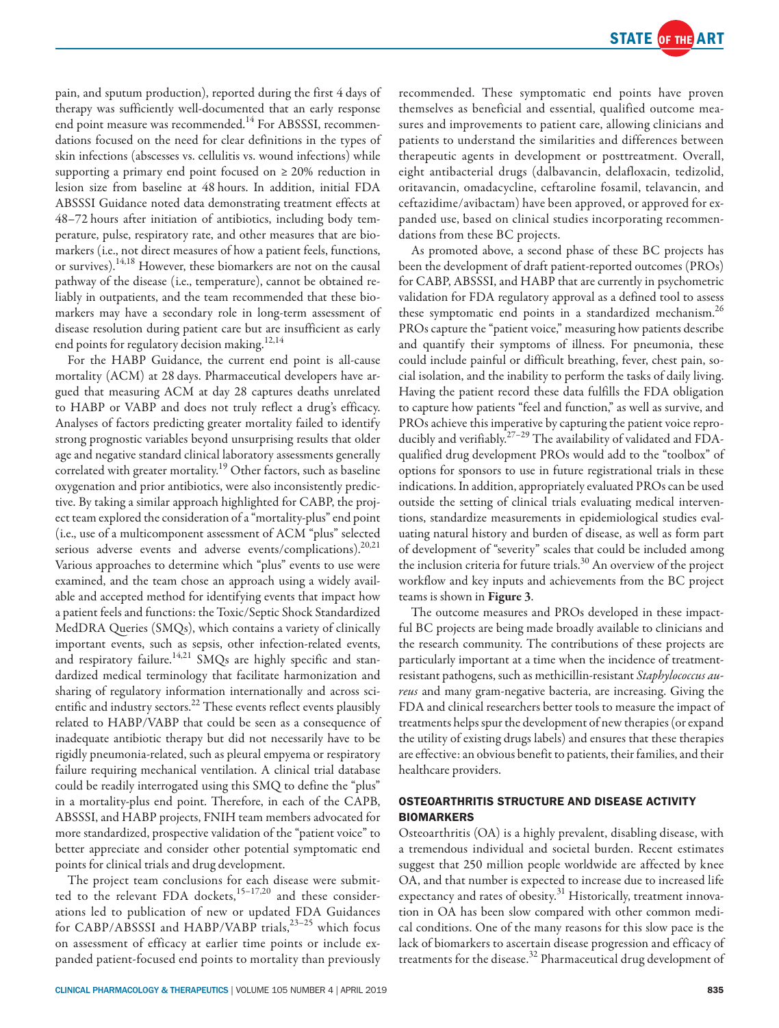pain, and sputum production), reported during the first 4 days of therapy was sufficiently well-documented that an early response end point measure was recommended.[14] For ABSSSI, recommendations focused on the need for clear definitions in the types of skin infections (abscesses vs. cellulitis vs. wound infections) while supporting a primary end point focused on ≥ 20% reduction in lesion size from baseline at 48 hours. In addition, initial FDA ABSSSI Guidance noted data demonstrating treatment effects at 48–72 hours after initiation of antibiotics, including body temperature, pulse, respiratory rate, and other measures that are biomarkers (i.e., not direct measures of how a patient feels, functions, or survives).[14,18] However, these biomarkers are not on the causal pathway of the disease (i.e., temperature), cannot be obtained reliably in outpatients, and the team recommended that these biomarkers may have a secondary role in long-term assessment of disease resolution during patient care but are insufficient as early end points for regulatory decision making.[12,14]

For the HABP Guidance, the current end point is all-cause mortality (ACM) at 28 days. Pharmaceutical developers have argued that measuring ACM at day 28 captures deaths unrelated to HABP or VABP and does not truly reflect a drug's efficacy. Analyses of factors predicting greater mortality failed to identify strong prognostic variables beyond unsurprising results that older age and negative standard clinical laboratory assessments generally correlated with greater mortality.[19] Other factors, such as baseline oxygenation and prior antibiotics, were also inconsistently predictive. By taking a similar approach highlighted for CABP, the project team explored the consideration of a "mortality-plus" end point (i.e., use of a multicomponent assessment of ACM "plus" selected serious adverse events and adverse events/complications).[20,21] Various approaches to determine which "plus" events to use were examined, and the team chose an approach using a widely available and accepted method for identifying events that impact how a patient feels and functions: the Toxic/Septic Shock Standardized MedDRA Queries (SMQs), which contains a variety of clinically important events, such as sepsis, other infection-related events, and respiratory failure.[14,21] SMQs are highly specific and standardized medical terminology that facilitate harmonization and sharing of regulatory information internationally and across scientific and industry sectors.[22] These events reflect events plausibly related to HABP/VABP that could be seen as a consequence of inadequate antibiotic therapy but did not necessarily have to be rigidly pneumonia-related, such as pleural empyema or respiratory failure requiring mechanical ventilation. A clinical trial database could be readily interrogated using this SMQ to define the "plus" in a mortality-plus end point. Therefore, in each of the CAPB, ABSSSI, and HABP projects, FNIH team members advocated for more standardized, prospective validation of the "patient voice" to better appreciate and consider other potential symptomatic end points for clinical trials and drug development.

The project team conclusions for each disease were submitted to the relevant FDA dockets,[15–17,20] and these considerations led to publication of new or updated FDA Guidances for CABP/ABSSSI and HABP/VABP trials,[23–25] which focus on assessment of efficacy at earlier time points or include expanded patient-focused end points to mortality than previously recommended. These symptomatic end points have proven themselves as beneficial and essential, qualified outcome measures and improvements to patient care, allowing clinicians and patients to understand the similarities and differences between therapeutic agents in development or posttreatment. Overall, eight antibacterial drugs (dalbavancin, delafloxacin, tedizolid, oritavancin, omadacycline, ceftaroline fosamil, telavancin, and ceftazidime/avibactam) have been approved, or approved for expanded use, based on clinical studies incorporating recommendations from these BC projects.

As promoted above, a second phase of these BC projects has been the development of draft patient-reported outcomes (PROs) for CABP, ABSSSI, and HABP that are currently in psychometric validation for FDA regulatory approval as a defined tool to assess these symptomatic end points in a standardized mechanism.[26] PROs capture the "patient voice," measuring how patients describe and quantify their symptoms of illness. For pneumonia, these could include painful or difficult breathing, fever, chest pain, social isolation, and the inability to perform the tasks of daily living. Having the patient record these data fulfills the FDA obligation to capture how patients "feel and function," as well as survive, and PROs achieve this imperative by capturing the patient voice reproducibly and verifiably.[27–29] The availability of validated and FDA-qualified drug development PROs would add to the "toolbox" of options for sponsors to use in future registrational trials in these indications. In addition, appropriately evaluated PROs can be used outside the setting of clinical trials evaluating medical interventions, standardize measurements in epidemiological studies evaluating natural history and burden of disease, as well as form part of development of "severity" scales that could be included among the inclusion criteria for future trials.[30] An overview of the project workflow and key inputs and achievements from the BC project teams is shown in **Figure 3**.

The outcome measures and PROs developed in these impactful BC projects are being made broadly available to clinicians and the research community. The contributions of these projects are particularly important at a time when the incidence of treatment-resistant pathogens, such as methicillin-resistant *Staphylococcus aureus* and many gram-negative bacteria, are increasing. Giving the FDA and clinical researchers better tools to measure the impact of treatments helps spur the development of new therapies (or expand the utility of existing drugs labels) and ensures that these therapies are effective: an obvious benefit to patients, their families, and their healthcare providers.

## OSTEOARTHRITIS STRUCTURE AND DISEASE ACTIVITY BIOMARKERS

Osteoarthritis (OA) is a highly prevalent, disabling disease, with a tremendous individual and societal burden. Recent estimates suggest that 250 million people worldwide are affected by knee OA, and that number is expected to increase due to increased life expectancy and rates of obesity.[31] Historically, treatment innovation in OA has been slow compared with other common medical conditions. One of the many reasons for this slow pace is the lack of biomarkers to ascertain disease progression and efficacy of treatments for the disease.[32] Pharmaceutical drug development of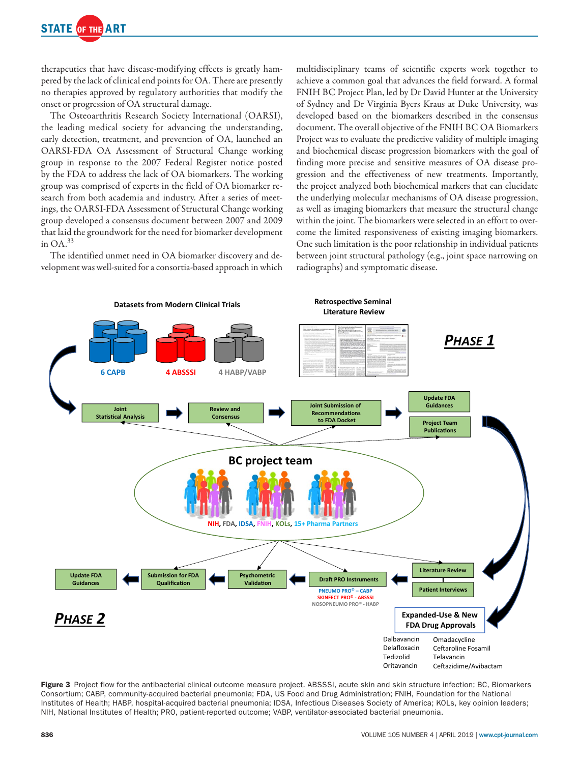therapeutics that have disease-modifying effects is greatly hampered by the lack of clinical end points for OA. There are presently no therapies approved by regulatory authorities that modify the onset or progression of OA structural damage.

The Osteoarthritis Research Society International (OARSI), the leading medical society for advancing the understanding, early detection, treatment, and prevention of OA, launched an OARSI-FDA OA Assessment of Structural Change working group in response to the 2007 Federal Register notice posted by the FDA to address the lack of OA biomarkers. The working group was comprised of experts in the field of OA biomarker research from both academia and industry. After a series of meetings, the OARSI-FDA Assessment of Structural Change working group developed a consensus document between 2007 and 2009 that laid the groundwork for the need for biomarker development in OA.[33]

The identified unmet need in OA biomarker discovery and development was well-suited for a consortia-based approach in which multidisciplinary teams of scientific experts work together to achieve a common goal that advances the field forward. A formal FNIH BC Project Plan, led by Dr David Hunter at the University of Sydney and Dr Virginia Byers Kraus at Duke University, was developed based on the biomarkers described in the consensus document. The overall objective of the FNIH BC OA Biomarkers Project was to evaluate the predictive validity of multiple imaging and biochemical disease progression biomarkers with the goal of finding more precise and sensitive measures of OA disease progression and the effectiveness of new treatments. Importantly, the project analyzed both biochemical markers that can elucidate the underlying molecular mechanisms of OA disease progression, as well as imaging biomarkers that measure the structural change within the joint. The biomarkers were selected in an effort to overcome the limited responsiveness of existing imaging biomarkers. One such limitation is the poor relationship in individual patients between joint structural pathology (e.g., joint space narrowing on radiographs) and symptomatic disease.

**Figure 3** Project flow for the antibacterial clinical outcome measure project. ABSSSI, acute skin and skin structure infection; BC, Biomarkers Consortium; CABP, community-acquired bacterial pneumonia; FDA, US Food and Drug Administration; FNIH, Foundation for the National Institutes of Health; HABP, hospital-acquired bacterial pneumonia; IDSA, Infectious Diseases Society of America; KOLs, key opinion leaders; NIH, National Institutes of Health; PRO, patient-reported outcome; VABP, ventilator-associated bacterial pneumonia.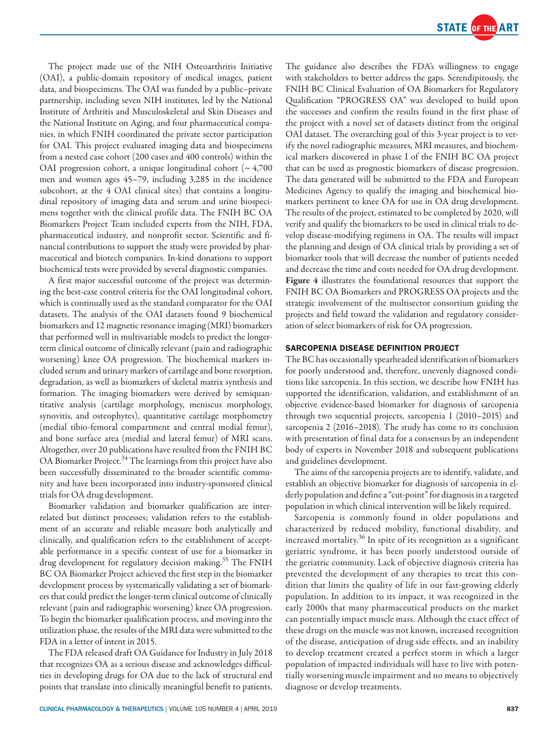The project made use of the NIH Osteoarthritis Initiative (OAI), a public-domain repository of medical images, patient data, and biospecimens. The OAI was funded by a public–private partnership, including seven NIH institutes, led by the National Institute of Arthritis and Musculoskeletal and Skin Diseases and the National Institute on Aging, and four pharmaceutical companies, in which FNIH coordinated the private sector participation for OAI. This project evaluated imaging data and biospecimens from a nested case cohort (200 cases and 400 controls) within the OAI progression cohort, a unique longitudinal cohort (~ 4,700 men and women ages 45–79, including 3,285 in the incidence subcohort, at the 4 OAI clinical sites) that contains a longitudinal repository of imaging data and serum and urine biospecimens together with the clinical profile data. The FNIH BC OA Biomarkers Project Team included experts from the NIH, FDA, pharmaceutical industry, and nonprofit sector. Scientific and financial contributions to support the study were provided by pharmaceutical and biotech companies. In-kind donations to support biochemical tests were provided by several diagnostic companies.

A first major successful outcome of the project was determining the best-case control criteria for the OAI longitudinal cohort, which is continually used as the standard comparator for the OAI datasets. The analysis of the OAI datasets found 9 biochemical biomarkers and 12 magnetic resonance imaging (MRI) biomarkers that performed well in multivariable models to predict the longer-term clinical outcome of clinically relevant (pain and radiographic worsening) knee OA progression. The biochemical markers included serum and urinary markers of cartilage and bone resorption, degradation, as well as biomarkers of skeletal matrix synthesis and formation. The imaging biomarkers were derived by semiquantitative analysis (cartilage morphology, meniscus morphology, synovitis, and osteophytes), quantitative cartilage morphometry (medial tibio-femoral compartment and central medial femur), and bone surface area (medial and lateral femur) of MRI scans. Altogether, over 20 publications have resulted from the FNIH BC OA Biomarker Project.[34] The learnings from this project have also been successfully disseminated to the broader scientific community and have been incorporated into industry-sponsored clinical trials for OA drug development.

Biomarker validation and biomarker qualification are interrelated but distinct processes; validation refers to the establishment of an accurate and reliable measure both analytically and clinically, and qualification refers to the establishment of acceptable performance in a specific context of use for a biomarker in drug development for regulatory decision making.[35] The FNIH BC OA Biomarker Project achieved the first step in the biomarker development process by systematically validating a set of biomarkers that could predict the longer-term clinical outcome of clinically relevant (pain and radiographic worsening) knee OA progression. To begin the biomarker qualification process, and moving into the utilization phase, the results of the MRI data were submitted to the FDA in a letter of intent in 2015.

The FDA released draft OA Guidance for Industry in July 2018 that recognizes OA as a serious disease and acknowledges difficulties in developing drugs for OA due to the lack of structural end points that translate into clinically meaningful benefit to patients. The guidance also describes the FDA's willingness to engage with stakeholders to better address the gaps. Serendipitously, the FNIH BC Clinical Evaluation of OA Biomarkers for Regulatory Qualification "PROGRESS OA" was developed to build upon the successes and confirm the results found in the first phase of the project with a novel set of datasets distinct from the original OAI dataset. The overarching goal of this 3-year project is to verify the novel radiographic measures, MRI measures, and biochemical markers discovered in phase I of the FNIH BC OA project that can be used as prognostic biomarkers of disease progression. The data generated will be submitted to the FDA and European Medicines Agency to qualify the imaging and biochemical biomarkers pertinent to knee OA for use in OA drug development. The results of the project, estimated to be completed by 2020, will verify and qualify the biomarkers to be used in clinical trials to develop disease-modifying regimens in OA. The results will impact the planning and design of OA clinical trials by providing a set of biomarker tools that will decrease the number of patients needed and decrease the time and costs needed for OA drug development. **Figure 4** illustrates the foundational resources that support the FNIH BC OA Biomarkers and PROGRESS OA projects and the strategic involvement of the multisector consortium guiding the projects and field toward the validation and regulatory consideration of select biomarkers of risk for OA progression.

## SARCOPENIA DISEASE DEFINITION PROJECT

The BC has occasionally spearheaded identification of biomarkers for poorly understood and, therefore, unevenly diagnosed conditions like sarcopenia. In this section, we describe how FNIH has supported the identification, validation, and establishment of an objective evidence-based biomarker for diagnosis of sarcopenia through two sequential projects, sarcopenia 1 (2010–2015) and sarcopenia 2 (2016–2018). The study has come to its conclusion with presentation of final data for a consensus by an independent body of experts in November 2018 and subsequent publications and guidelines development.

The aims of the sarcopenia projects are to identify, validate, and establish an objective biomarker for diagnosis of sarcopenia in elderly population and define a "cut-point" for diagnosis in a targeted population in which clinical intervention will be likely required.

Sarcopenia is commonly found in older populations and characterized by reduced mobility, functional disability, and increased mortality.[36] In spite of its recognition as a significant geriatric syndrome, it has been poorly understood outside of the geriatric community. Lack of objective diagnosis criteria has prevented the development of any therapies to treat this condition that limits the quality of life in our fast-growing elderly population. In addition to its impact, it was recognized in the early 2000s that many pharmaceutical products on the market can potentially impact muscle mass. Although the exact effect of these drugs on the muscle was not known, increased recognition of the disease, anticipation of drug side effects, and an inability to develop treatment created a perfect storm in which a larger population of impacted individuals will have to live with potentially worsening muscle impairment and no means to objectively diagnose or develop treatments.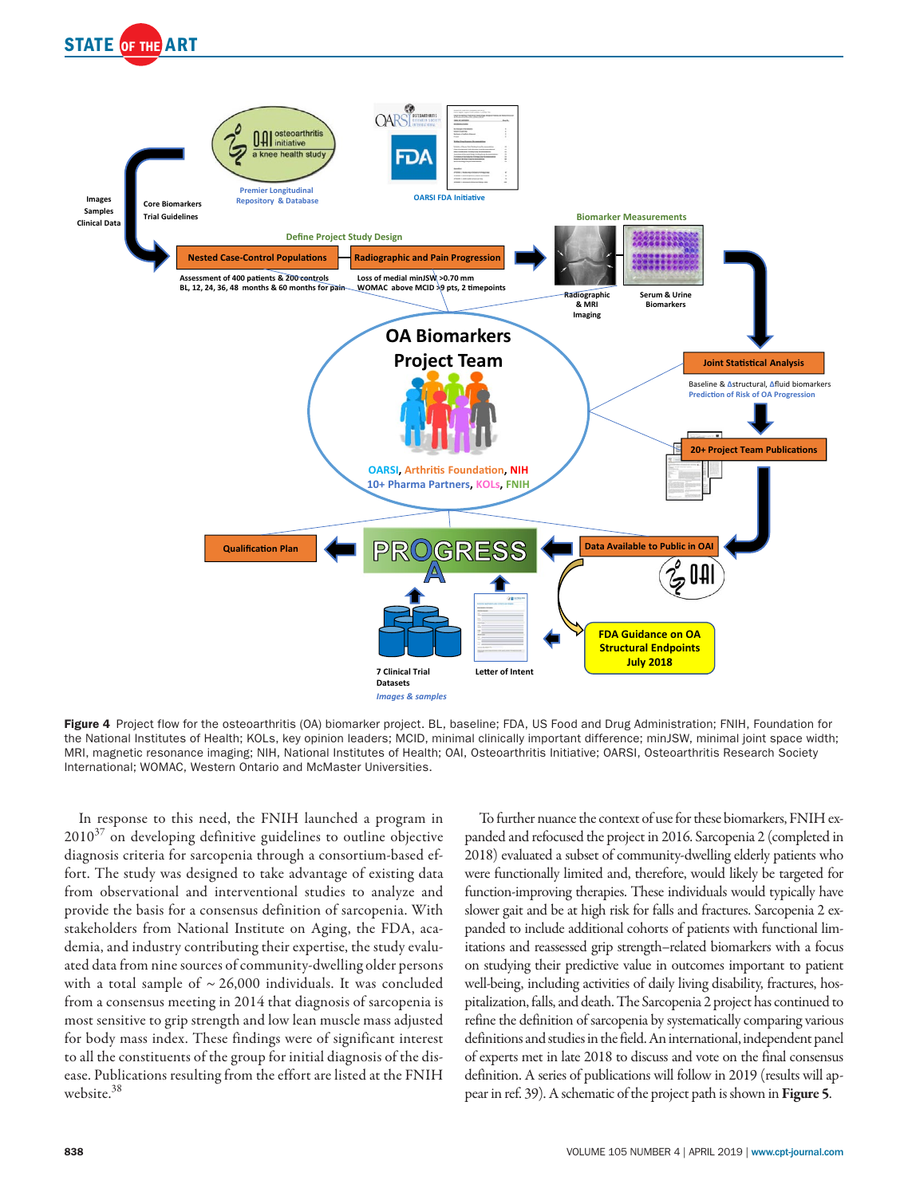Figure 4 Project flow for the osteoarthritis (OA) biomarker project. BL, baseline; FDA, US Food and Drug Administration; FNIH, Foundation for the National Institutes of Health; KOLs, key opinion leaders; MCID, minimal clinically important difference; minJSW, minimal joint space width; MRI, magnetic resonance imaging; NIH, National Institutes of Health; OAI, Osteoarthritis Initiative; OARSI, Osteoarthritis Research Society International; WOMAC, Western Ontario and McMaster Universities.

In response to this need, the FNIH launched a program in 2010[37] on developing definitive guidelines to outline objective diagnosis criteria for sarcopenia through a consortium-based effort. The study was designed to take advantage of existing data from observational and interventional studies to analyze and provide the basis for a consensus definition of sarcopenia. With stakeholders from National Institute on Aging, the FDA, academia, and industry contributing their expertise, the study evaluated data from nine sources of community-dwelling older persons with a total sample of ~ 26,000 individuals. It was concluded from a consensus meeting in 2014 that diagnosis of sarcopenia is most sensitive to grip strength and low lean muscle mass adjusted for body mass index. These findings were of significant interest to all the constituents of the group for initial diagnosis of the disease. Publications resulting from the effort are listed at the FNIH website.[38]

To further nuance the context of use for these biomarkers, FNIH expanded and refocused the project in 2016. Sarcopenia 2 (completed in 2018) evaluated a subset of community-dwelling elderly patients who were functionally limited and, therefore, would likely be targeted for function-improving therapies. These individuals would typically have slower gait and be at high risk for falls and fractures. Sarcopenia 2 expanded to include additional cohorts of patients with functional limitations and reassessed grip strength–related biomarkers with a focus on studying their predictive value in outcomes important to patient well-being, including activities of daily living disability, fractures, hospitalization, falls, and death. The Sarcopenia 2 project has continued to refine the definition of sarcopenia by systematically comparing various definitions and studies in the field. An international, independent panel of experts met in late 2018 to discuss and vote on the final consensus definition. A series of publications will follow in 2019 (results will appear in ref. 39). A schematic of the project path is shown in **Figure 5**.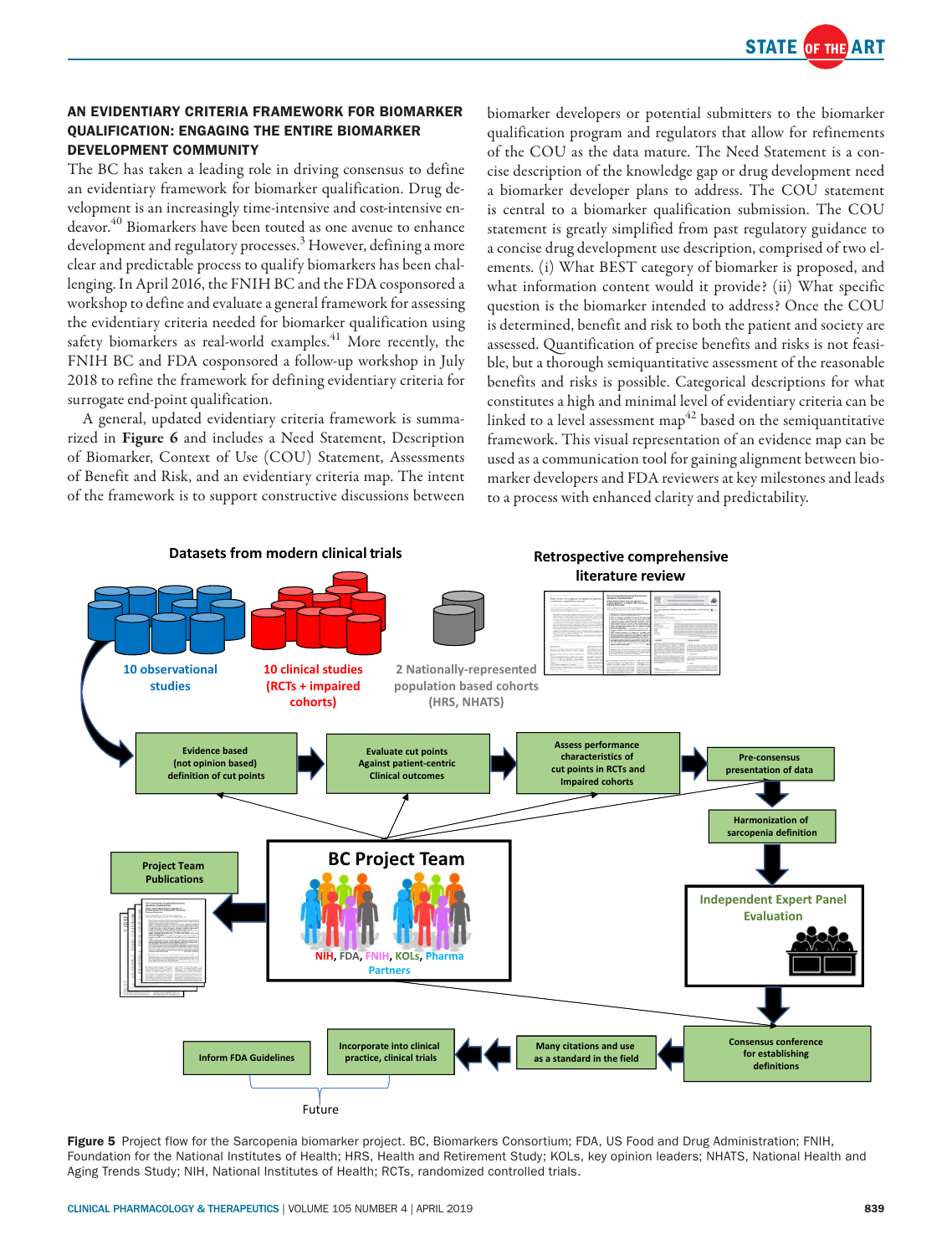## AN EVIDENTIARY CRITERIA FRAMEWORK FOR BIOMARKER QUALIFICATION: ENGAGING THE ENTIRE BIOMARKER DEVELOPMENT COMMUNITY

The BC has taken a leading role in driving consensus to define an evidentiary framework for biomarker qualification. Drug development is an increasingly time-intensive and cost-intensive endeavor.[40] Biomarkers have been touted as one avenue to enhance development and regulatory processes.[3] However, defining a more clear and predictable process to qualify biomarkers has been challenging. In April 2016, the FNIH BC and the FDA cosponsored a workshop to define and evaluate a general framework for assessing the evidentiary criteria needed for biomarker qualification using safety biomarkers as real-world examples.[41] More recently, the FNIH BC and FDA cosponsored a follow-up workshop in July 2018 to refine the framework for defining evidentiary criteria for surrogate end-point qualification.

A general, updated evidentiary criteria framework is summarized in **Figure 6** and includes a Need Statement, Description of Biomarker, Context of Use (COU) Statement, Assessments of Benefit and Risk, and an evidentiary criteria map. The intent of the framework is to support constructive discussions between biomarker developers or potential submitters to the biomarker qualification program and regulators that allow for refinements of the COU as the data mature. The Need Statement is a concise description of the knowledge gap or drug development need a biomarker developer plans to address. The COU statement is central to a biomarker qualification submission. The COU statement is greatly simplified from past regulatory guidance to a concise drug development use description, comprised of two elements. (i) What BEST category of biomarker is proposed, and what information content would it provide? (ii) What specific question is the biomarker intended to address? Once the COU is determined, benefit and risk to both the patient and society are assessed. Quantification of precise benefits and risks is not feasible, but a thorough semiquantitative assessment of the reasonable benefits and risks is possible. Categorical descriptions for what constitutes a high and minimal level of evidentiary criteria can be linked to a level assessment map[42] based on the semiquantitative framework. This visual representation of an evidence map can be used as a communication tool for gaining alignment between biomarker developers and FDA reviewers at key milestones and leads to a process with enhanced clarity and predictability.

**Figure 5** Project flow for the Sarcopenia biomarker project. BC, Biomarkers Consortium; FDA, US Food and Drug Administration; FNIH, Foundation for the National Institutes of Health; HRS, Health and Retirement Study; KOLs, key opinion leaders; NHATS, National Health and Aging Trends Study; NIH, National Institutes of Health; RCTs, randomized controlled trials.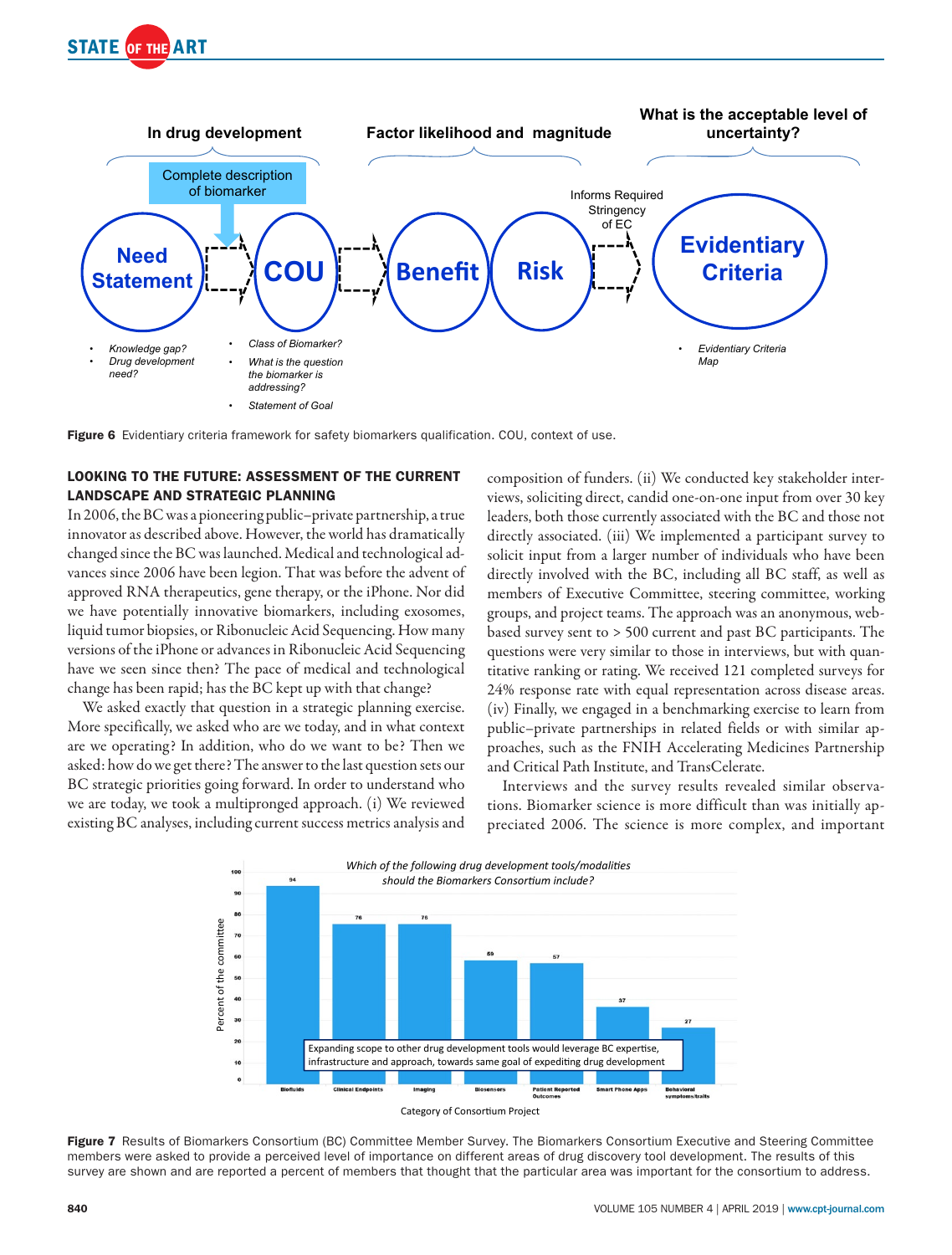Figure 6 Evidentiary criteria framework for safety biomarkers qualification. COU, context of use.

### LOOKING TO THE FUTURE: ASSESSMENT OF THE CURRENT LANDSCAPE AND STRATEGIC PLANNING

In 2006, the BC was a pioneering public–private partnership, a true innovator as described above. However, the world has dramatically changed since the BC was launched. Medical and technological advances since 2006 have been legion. That was before the advent of approved RNA therapeutics, gene therapy, or the iPhone. Nor did we have potentially innovative biomarkers, including exosomes, liquid tumor biopsies, or Ribonucleic Acid Sequencing. How many versions of the iPhone or advances in Ribonucleic Acid Sequencing have we seen since then? The pace of medical and technological change has been rapid; has the BC kept up with that change?

We asked exactly that question in a strategic planning exercise. More specifically, we asked who are we today, and in what context are we operating? In addition, who do we want to be? Then we asked: how do we get there? The answer to the last question sets our BC strategic priorities going forward. In order to understand who we are today, we took a multipronged approach. (i) We reviewed existing BC analyses, including current success metrics analysis and composition of funders. (ii) We conducted key stakeholder interviews, soliciting direct, candid one-on-one input from over 30 key leaders, both those currently associated with the BC and those not directly associated. (iii) We implemented a participant survey to solicit input from a larger number of individuals who have been directly involved with the BC, including all BC staff, as well as members of Executive Committee, steering committee, working groups, and project teams. The approach was an anonymous, web-based survey sent to > 500 current and past BC participants. The questions were very similar to those in interviews, but with quantitative ranking or rating. We received 121 completed surveys for 24% response rate with equal representation across disease areas. (iv) Finally, we engaged in a benchmarking exercise to learn from public–private partnerships in related fields or with similar approaches, such as the FNIH Accelerating Medicines Partnership and Critical Path Institute, and TransCelerate.

Interviews and the survey results revealed similar observations. Biomarker science is more difficult than was initially appreciated 2006. The science is more complex, and important

Figure 7 Results of Biomarkers Consortium (BC) Committee Member Survey. The Biomarkers Consortium Executive and Steering Committee members were asked to provide a perceived level of importance on different areas of drug discovery tool development. The results of this survey are shown and are reported a percent of members that thought that the particular area was important for the consortium to address.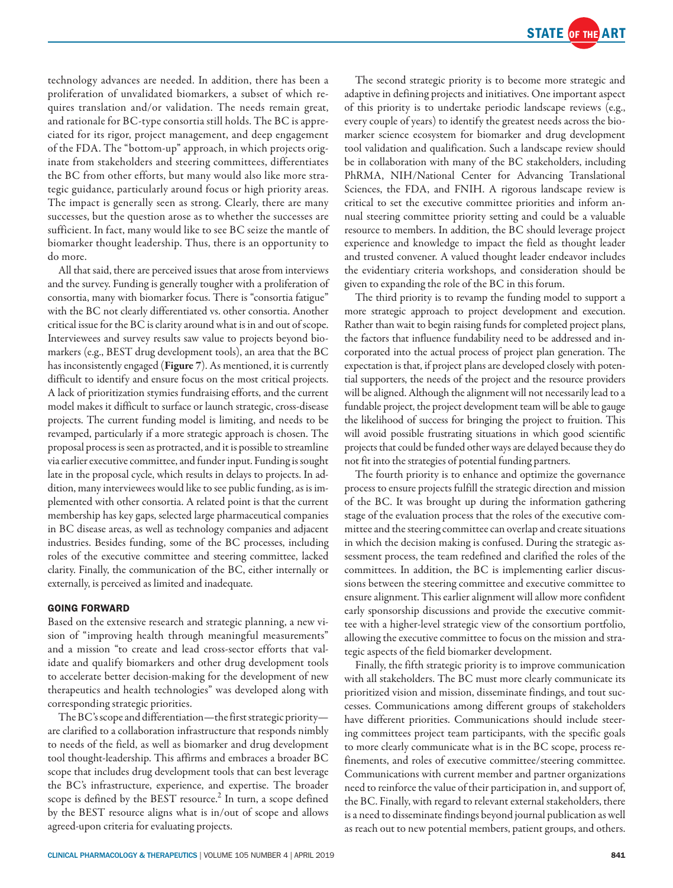technology advances are needed. In addition, there has been a proliferation of unvalidated biomarkers, a subset of which requires translation and/or validation. The needs remain great, and rationale for BC-type consortia still holds. The BC is appreciated for its rigor, project management, and deep engagement of the FDA. The "bottom-up" approach, in which projects originate from stakeholders and steering committees, differentiates the BC from other efforts, but many would also like more strategic guidance, particularly around focus or high priority areas. The impact is generally seen as strong. Clearly, there are many successes, but the question arose as to whether the successes are sufficient. In fact, many would like to see BC seize the mantle of biomarker thought leadership. Thus, there is an opportunity to do more.

All that said, there are perceived issues that arose from interviews and the survey. Funding is generally tougher with a proliferation of consortia, many with biomarker focus. There is "consortia fatigue" with the BC not clearly differentiated vs. other consortia. Another critical issue for the BC is clarity around what is in and out of scope. Interviewees and survey results saw value to projects beyond biomarkers (e.g., BEST drug development tools), an area that the BC has inconsistently engaged (**Figure 7**). As mentioned, it is currently difficult to identify and ensure focus on the most critical projects. A lack of prioritization stymies fundraising efforts, and the current model makes it difficult to surface or launch strategic, cross-disease projects. The current funding model is limiting, and needs to be revamped, particularly if a more strategic approach is chosen. The proposal process is seen as protracted, and it is possible to streamline via earlier executive committee, and funder input. Funding is sought late in the proposal cycle, which results in delays to projects. In addition, many interviewees would like to see public funding, as is implemented with other consortia. A related point is that the current membership has key gaps, selected large pharmaceutical companies in BC disease areas, as well as technology companies and adjacent industries. Besides funding, some of the BC processes, including roles of the executive committee and steering committee, lacked clarity. Finally, the communication of the BC, either internally or externally, is perceived as limited and inadequate.

## GOING FORWARD

Based on the extensive research and strategic planning, a new vision of "improving health through meaningful measurements" and a mission "to create and lead cross-sector efforts that validate and qualify biomarkers and other drug development tools to accelerate better decision-making for the development of new therapeutics and health technologies" was developed along with corresponding strategic priorities.

The BC's scope and differentiation—the first strategic priority—are clarified to a collaboration infrastructure that responds nimbly to needs of the field, as well as biomarker and drug development tool thought-leadership. This affirms and embraces a broader BC scope that includes drug development tools that can best leverage the BC's infrastructure, experience, and expertise. The broader scope is defined by the BEST resource.[2] In turn, a scope defined by the BEST resource aligns what is in/out of scope and allows agreed-upon criteria for evaluating projects.

The second strategic priority is to become more strategic and adaptive in defining projects and initiatives. One important aspect of this priority is to undertake periodic landscape reviews (e.g., every couple of years) to identify the greatest needs across the biomarker science ecosystem for biomarker and drug development tool validation and qualification. Such a landscape review should be in collaboration with many of the BC stakeholders, including PhRMA, NIH/National Center for Advancing Translational Sciences, the FDA, and FNIH. A rigorous landscape review is critical to set the executive committee priorities and inform annual steering committee priority setting and could be a valuable resource to members. In addition, the BC should leverage project experience and knowledge to impact the field as thought leader and trusted convener. A valued thought leader endeavor includes the evidentiary criteria workshops, and consideration should be given to expanding the role of the BC in this forum.

The third priority is to revamp the funding model to support a more strategic approach to project development and execution. Rather than wait to begin raising funds for completed project plans, the factors that influence fundability need to be addressed and incorporated into the actual process of project plan generation. The expectation is that, if project plans are developed closely with potential supporters, the needs of the project and the resource providers will be aligned. Although the alignment will not necessarily lead to a fundable project, the project development team will be able to gauge the likelihood of success for bringing the project to fruition. This will avoid possible frustrating situations in which good scientific projects that could be funded other ways are delayed because they do not fit into the strategies of potential funding partners.

The fourth priority is to enhance and optimize the governance process to ensure projects fulfill the strategic direction and mission of the BC. It was brought up during the information gathering stage of the evaluation process that the roles of the executive committee and the steering committee can overlap and create situations in which the decision making is confused. During the strategic assessment process, the team redefined and clarified the roles of the committees. In addition, the BC is implementing earlier discussions between the steering committee and executive committee to ensure alignment. This earlier alignment will allow more confident early sponsorship discussions and provide the executive committee with a higher-level strategic view of the consortium portfolio, allowing the executive committee to focus on the mission and strategic aspects of the field biomarker development.

Finally, the fifth strategic priority is to improve communication with all stakeholders. The BC must more clearly communicate its prioritized vision and mission, disseminate findings, and tout successes. Communications among different groups of stakeholders have different priorities. Communications should include steering committees project team participants, with the specific goals to more clearly communicate what is in the BC scope, process refinements, and roles of executive committee/steering committee. Communications with current member and partner organizations need to reinforce the value of their participation in, and support of, the BC. Finally, with regard to relevant external stakeholders, there is a need to disseminate findings beyond journal publication as well as reach out to new potential members, patient groups, and others.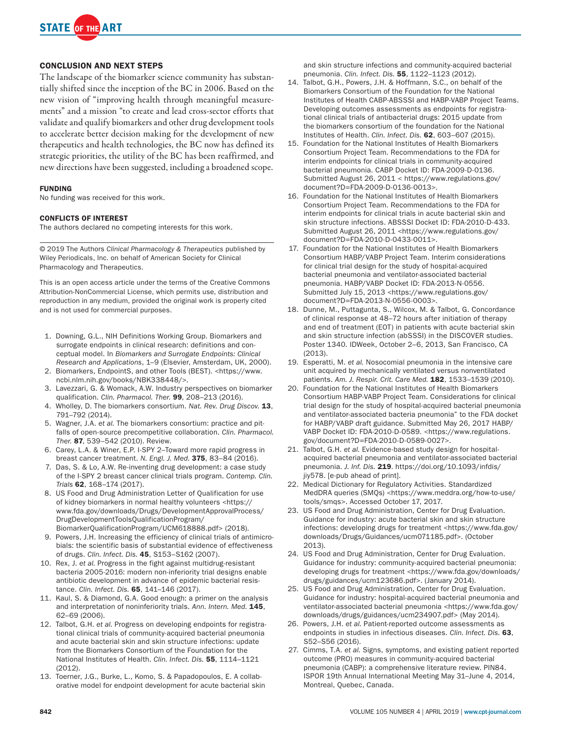## CONCLUSION AND NEXT STEPS

The landscape of the biomarker science community has substantially shifted since the inception of the BC in 2006. Based on the new vision of "improving health through meaningful measurements" and a mission "to create and lead cross-sector efforts that validate and qualify biomarkers and other drug development tools to accelerate better decision making for the development of new therapeutics and health technologies, the BC now has defined its strategic priorities, the utility of the BC has been reaffirmed, and new directions have been suggested, including a broadened scope.

### FUNDING

No funding was received for this work.

### CONFLICTS OF INTEREST

The authors declared no competing interests for this work.

© 2019 The Authors *Clinical Pharmacology & Therapeutics* published by Wiley Periodicals, Inc. on behalf of American Society for Clinical Pharmacology and Therapeutics.

This is an open access article under the terms of the Creative Commons Attribution-NonCommercial License, which permits use, distribution and reproduction in any medium, provided the original work is properly cited and is not used for commercial purposes.

1. Downing, G.L., NIH Definitions Working Group. Biomarkers and surrogate endpoints in clinical research: definitions and conceptual model. In *Biomarkers and Surrogate Endpoints: Clinical Research and Applications*, 1–9 (Elsevier, Amsterdam, UK, 2000).
2. Biomarkers, EndpointS, and other Tools (BEST). <https://www.ncbi.nlm.nih.gov/books/NBK338448/>.
3. Lavezzari, G. & Womack, A.W. Industry perspectives on biomarker qualification. *Clin. Pharmacol. Ther.* **99**, 208–213 (2016).
4. Wholley, D. The biomarkers consortium. *Nat. Rev. Drug Discov.* **13**, 791–792 (2014).
5. Wagner, J.A. *et al.* The biomarkers consortium: practice and pitfalls of open-source precompetitive collaboration. *Clin. Pharmacol. Ther.* **87**, 539–542 (2010). Review.
6. Carey, L.A. & Winer, E.P. I-SPY 2–Toward more rapid progress in breast cancer treatment. *N. Engl. J. Med.* **375**, 83–84 (2016).
7. Das, S. & Lo, A.W. Re-inventing drug development: a case study of the I-SPY 2 breast cancer clinical trials program. *Contemp. Clin. Trials* **62**, 168–174 (2017).
8. US Food and Drug Administration Letter of Qualification for use of kidney biomarkers in normal healthy volunteers <https://www.fda.gov/downloads/Drugs/DevelopmentApprovalProcess/DrugDevelopmentToolsQualificationProgram/BiomarkerQualificationProgram/UCM618888.pdf> (2018).
9. Powers, J.H. Increasing the efficiency of clinical trials of antimicrobials: the scientific basis of substantial evidence of effectiveness of drugs. *Clin. Infect. Dis.* **45**, S153–S162 (2007).
10. Rex, J. *et al.* Progress in the fight against multidrug-resistant bacteria 2005-2016: modern non-inferiority trial designs enable antibiotic development in advance of epidemic bacterial resistance. *Clin. Infect. Dis.* **65**, 141–146 (2017).
11. Kaul, S. & Diamond, G.A. Good enough: a primer on the analysis and interpretation of noninferiority trials. *Ann. Intern. Med.* **145**, 62–69 (2006).
12. Talbot, G.H. *et al.* Progress on developing endpoints for registrational clinical trials of community-acquired bacterial pneumonia and acute bacterial skin and skin structure infections: update from the Biomarkers Consortium of the Foundation for the National Institutes of Health. *Clin. Infect. Dis.* **55**, 1114–1121 (2012).
13. Toerner, J.G., Burke, L., Komo, S. & Papadopoulos, E. A collaborative model for endpoint development for acute bacterial skin and skin structure infections and community-acquired bacterial pneumonia. *Clin. Infect. Dis.* **55**, 1122–1123 (2012).
14. Talbot, G.H., Powers, J.H. & Hoffmann, S.C., on behalf of the Biomarkers Consortium of the Foundation for the National Institutes of Health CABP-ABSSSI and HABP-VABP Project Teams. Developing outcomes assessments as endpoints for registrational clinical trials of antibacterial drugs: 2015 update from the biomarkers consortium of the foundation for the National Institutes of Health. *Clin. Infect. Dis.* **62**, 603–607 (2015).
15. Foundation for the National Institutes of Health Biomarkers Consortium Project Team. Recommendations to the FDA for interim endpoints for clinical trials in community-acquired bacterial pneumonia. CABP Docket ID: FDA-2009-D-0136. Submitted August 26, 2011 < https://www.regulations.gov/document?D=FDA-2009-D-0136-0013>.
16. Foundation for the National Institutes of Health Biomarkers Consortium Project Team. Recommendations to the FDA for interim endpoints for clinical trials in acute bacterial skin and skin structure infections. ABSSSI Docket ID: FDA-2010-D-433. Submitted August 26, 2011 <https://www.regulations.gov/document?D=FDA-2010-D-0433-0011>.
17. Foundation for the National Institutes of Health Biomarkers Consortium HABP/VABP Project Team. Interim considerations for clinical trial design for the study of hospital-acquired bacterial pneumonia and ventilator-associated bacterial pneumonia. HABP/VABP Docket ID: FDA-2013-N-0556. Submitted July 15, 2013 <https://www.regulations.gov/document?D=FDA-2013-N-0556-0003>.
18. Dunne, M., Puttagunta, S., Wilcox, M. & Talbot, G. Concordance of clinical response at 48–72 hours after initiation of therapy and end of treatment (EOT) in patients with acute bacterial skin and skin structure infection (abSSSI) in the DISCOVER studies. Poster 1340. IDWeek, October 2–6, 2013, San Francisco, CA (2013).
19. Esperatti, M. *et al.* Nosocomial pneumonia in the intensive care unit acquired by mechanically ventilated versus nonventilated patients. *Am. J. Respir. Crit. Care Med.* **182**, 1533–1539 (2010).
20. Foundation for the National Institutes of Health Biomarkers Consortium HABP-VABP Project Team. Considerations for clinical trial design for the study of hospital-acquired bacterial pneumonia and ventilator-associated bacteria pneumonia" to the FDA docket for HABP/VABP draft guidance. Submitted May 26, 2017 HABP/VABP Docket ID: FDA-2010-D-0589. <https://www.regulations.gov/document?D=FDA-2010-D-0589-0027>.
21. Talbot, G.H. *et al.* Evidence-based study design for hospital-acquired bacterial pneumonia and ventilator-associated bacterial pneumonia. *J. Inf. Dis.* **219**. https://doi.org/10.1093/infdis/jiy578. [e-pub ahead of print].
22. Medical Dictionary for Regulatory Activities. Standardized MedDRA queries (SMQs) <https://www.meddra.org/how-to-use/tools/smqs>. Accessed October 17, 2017.
23. US Food and Drug Administration, Center for Drug Evaluation. Guidance for industry: acute bacterial skin and skin structure infections: developing drugs for treatment <https://www.fda.gov/downloads/Drugs/Guidances/ucm071185.pdf>. (October 2013).
24. US Food and Drug Administration, Center for Drug Evaluation. Guidance for industry: community-acquired bacterial pneumonia: developing drugs for treatment <https://www.fda.gov/downloads/drugs/guidances/ucm123686.pdf>. (January 2014).
25. US Food and Drug Administration, Center for Drug Evaluation. Guidance for industry: hospital-acquired bacterial pneumonia and ventilator-associated bacterial pneumonia <https://www.fda.gov/downloads/drugs/guidances/ucm234907.pdf> (May 2014).
26. Powers, J.H. *et al.* Patient-reported outcome assessments as endpoints in studies in infectious diseases. *Clin. Infect. Dis.* **63**, S52–S56 (2016).
27. Cimms, T.A. *et al.* Signs, symptoms, and existing patient reported outcome (PRO) measures in community-acquired bacterial pneumonia (CABP): a comprehensive literature review. PIN84. ISPOR 19th Annual International Meeting May 31–June 4, 2014, Montreal, Quebec, Canada.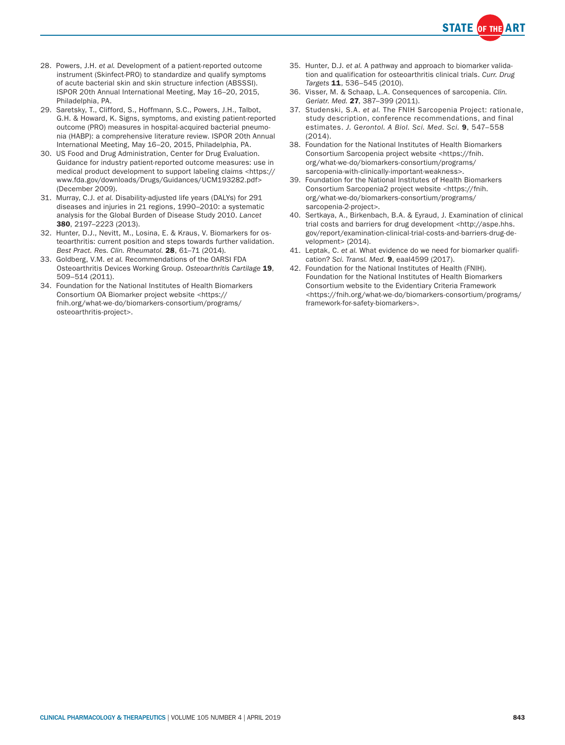28. Powers, J.H. *et al.* Development of a patient-reported outcome instrument (Skinfect-PRO) to standardize and qualify symptoms of acute bacterial skin and skin structure infection (ABSSSI). ISPOR 20th Annual International Meeting, May 16–20, 2015, Philadelphia, PA.
29. Saretsky, T., Clifford, S., Hoffmann, S.C., Powers, J.H., Talbot, G.H. & Howard, K. Signs, symptoms, and existing patient-reported outcome (PRO) measures in hospital-acquired bacterial pneumonia (HABP): a comprehensive literature review. ISPOR 20th Annual International Meeting, May 16–20, 2015, Philadelphia, PA.
30. US Food and Drug Administration, Center for Drug Evaluation. Guidance for industry patient-reported outcome measures: use in medical product development to support labeling claims <https://www.fda.gov/downloads/Drugs/Guidances/UCM193282.pdf> (December 2009).
31. Murray, C.J. *et al.* Disability-adjusted life years (DALYs) for 291 diseases and injuries in 21 regions, 1990–2010: a systematic analysis for the Global Burden of Disease Study 2010. *Lancet* **380**, 2197–2223 (2013).
32. Hunter, D.J., Nevitt, M., Losina, E. & Kraus, V. Biomarkers for osteoarthritis: current position and steps towards further validation. *Best Pract. Res. Clin. Rheumatol.* **28**, 61–71 (2014).
33. Goldberg, V.M. *et al.* Recommendations of the OARSI FDA Osteoarthritis Devices Working Group. *Osteoarthritis Cartilage* **19**, 509–514 (2011).
34. Foundation for the National Institutes of Health Biomarkers Consortium OA Biomarker project website <https://fnih.org/what-we-do/biomarkers-consortium/programs/osteoarthritis-project>.
35. Hunter, D.J. *et al.* A pathway and approach to biomarker validation and qualification for osteoarthritis clinical trials. *Curr. Drug Targets* **11**, 536–545 (2010).
36. Visser, M. & Schaap, L.A. Consequences of sarcopenia. *Clin. Geriatr. Med.* **27**, 387–399 (2011).
37. Studenski, S.A. *et al.* The FNIH Sarcopenia Project: rationale, study description, conference recommendations, and final estimates. *J. Gerontol. A Biol. Sci. Med. Sci.* **9**, 547–558 (2014).
38. Foundation for the National Institutes of Health Biomarkers Consortium Sarcopenia project website <https://fnih.org/what-we-do/biomarkers-consortium/programs/sarcopenia-with-clinically-important-weakness>.
39. Foundation for the National Institutes of Health Biomarkers Consortium Sarcopenia2 project website <https://fnih.org/what-we-do/biomarkers-consortium/programs/sarcopenia-2-project>.
40. Sertkaya, A., Birkenbach, B.A. & Eyraud, J. Examination of clinical trial costs and barriers for drug development <http://aspe.hhs.gov/report/examination-clinical-trial-costs-and-barriers-drug-development> (2014).
41. Leptak, C. *et al.* What evidence do we need for biomarker qualification? *Sci. Transl. Med.* **9**, eaal4599 (2017).
42. Foundation for the National Institutes of Health (FNIH). Foundation for the National Institutes of Health Biomarkers Consortium website to the Evidentiary Criteria Framework <https://fnih.org/what-we-do/biomarkers-consortium/programs/framework-for-safety-biomarkers>.